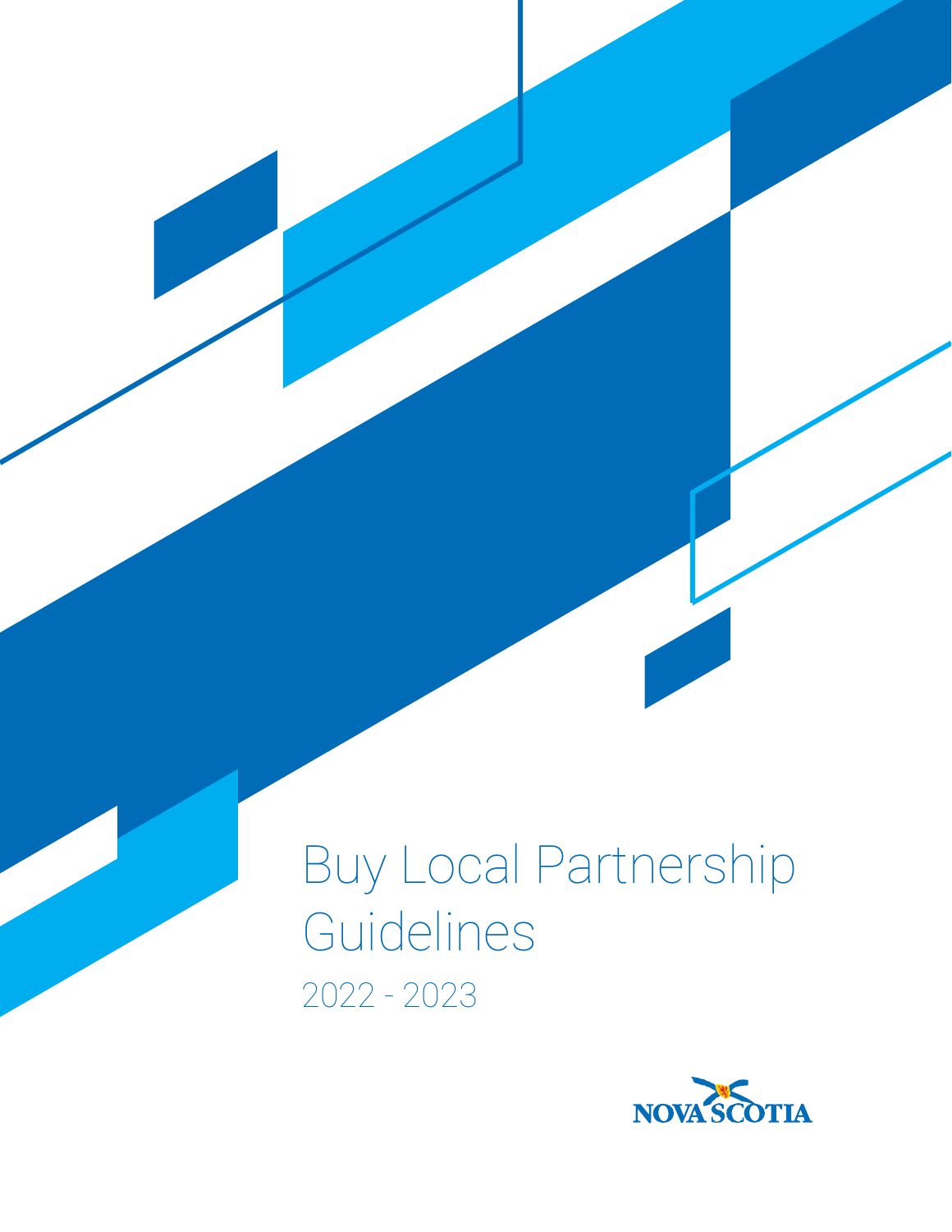# Buy Local Partnership Guidelines

2022 - 2023

NOVA SCOTIA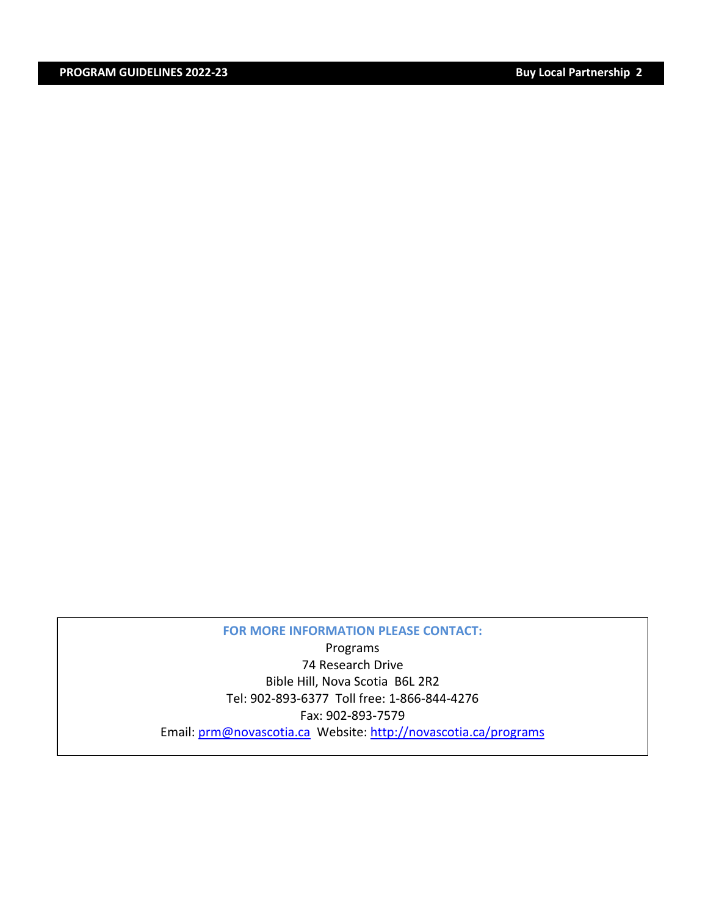**FOR MORE INFORMATION PLEASE CONTACT:**

Programs
74 Research Drive
Bible Hill, Nova Scotia B6L 2R2
Tel: 902-893-6377 Toll free: 1-866-844-4276
Fax: 902-893-7579
Email: prm@novascotia.ca Website: http://novascotia.ca/programs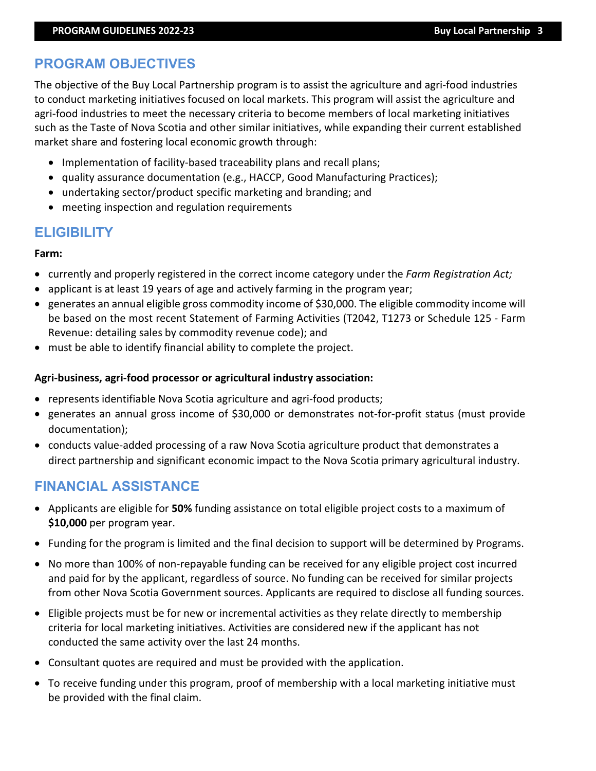## PROGRAM OBJECTIVES

The objective of the Buy Local Partnership program is to assist the agriculture and agri-food industries to conduct marketing initiatives focused on local markets. This program will assist the agriculture and agri-food industries to meet the necessary criteria to become members of local marketing initiatives such as the Taste of Nova Scotia and other similar initiatives, while expanding their current established market share and fostering local economic growth through:

- Implementation of facility-based traceability plans and recall plans;
- quality assurance documentation (e.g., HACCP, Good Manufacturing Practices);
- undertaking sector/product specific marketing and branding; and
- meeting inspection and regulation requirements

## ELIGIBILITY

**Farm:**

- currently and properly registered in the correct income category under the *Farm Registration Act;*
- applicant is at least 19 years of age and actively farming in the program year;
- generates an annual eligible gross commodity income of $30,000. The eligible commodity income will be based on the most recent Statement of Farming Activities (T2042, T1273 or Schedule 125 - Farm Revenue: detailing sales by commodity revenue code); and
- must be able to identify financial ability to complete the project.

**Agri-business, agri-food processor or agricultural industry association:**

- represents identifiable Nova Scotia agriculture and agri-food products;
- generates an annual gross income of $30,000 or demonstrates not-for-profit status (must provide documentation);
- conducts value-added processing of a raw Nova Scotia agriculture product that demonstrates a direct partnership and significant economic impact to the Nova Scotia primary agricultural industry.

## FINANCIAL ASSISTANCE

- Applicants are eligible for **50%** funding assistance on total eligible project costs to a maximum of **$10,000** per program year.
- Funding for the program is limited and the final decision to support will be determined by Programs.
- No more than 100% of non-repayable funding can be received for any eligible project cost incurred and paid for by the applicant, regardless of source. No funding can be received for similar projects from other Nova Scotia Government sources. Applicants are required to disclose all funding sources.
- Eligible projects must be for new or incremental activities as they relate directly to membership criteria for local marketing initiatives. Activities are considered new if the applicant has not conducted the same activity over the last 24 months.
- Consultant quotes are required and must be provided with the application.
- To receive funding under this program, proof of membership with a local marketing initiative must be provided with the final claim.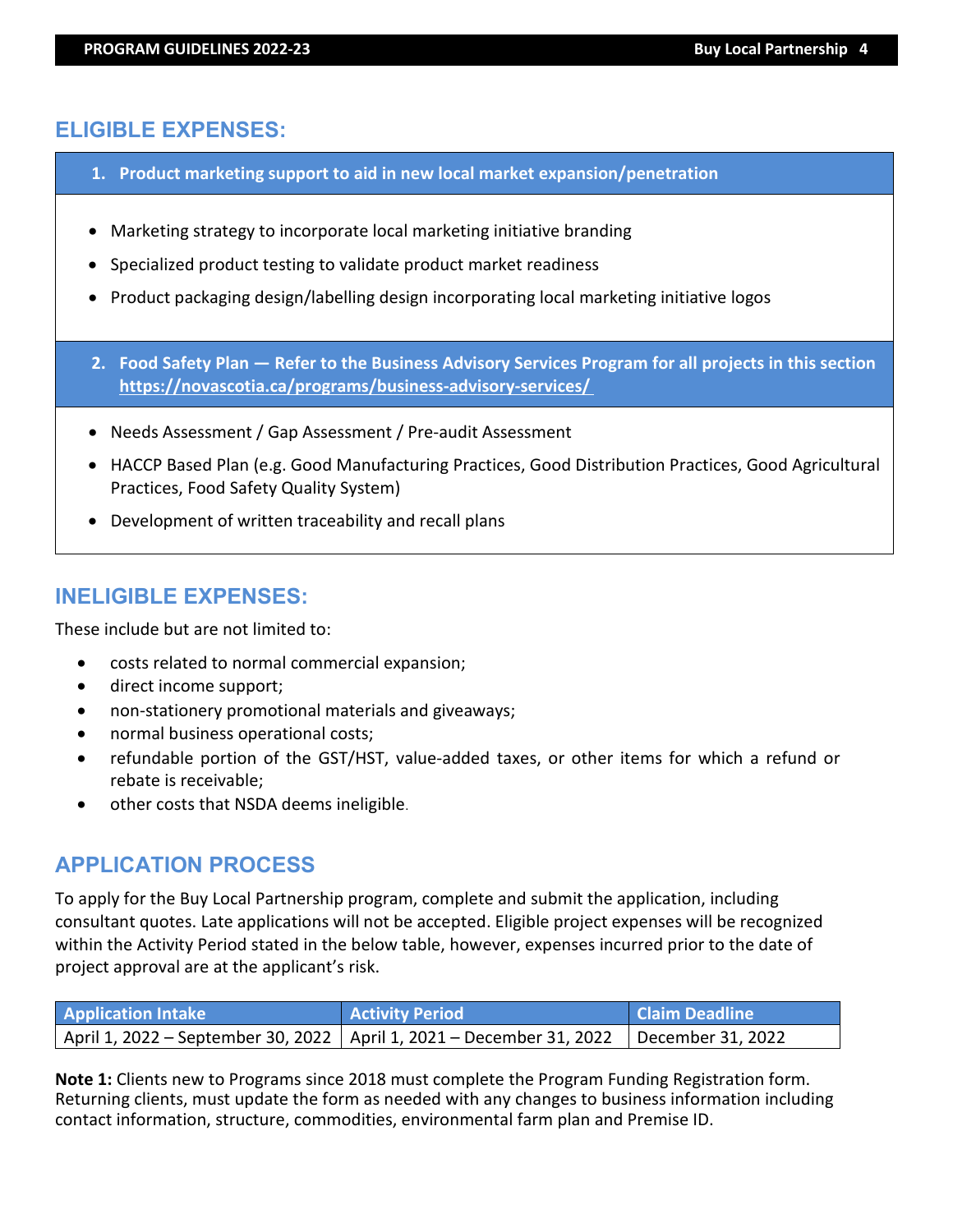## ELIGIBLE EXPENSES:

**1. Product marketing support to aid in new local market expansion/penetration**

- Marketing strategy to incorporate local marketing initiative branding
- Specialized product testing to validate product market readiness
- Product packaging design/labelling design incorporating local marketing initiative logos

**2. Food Safety Plan — Refer to the Business Advisory Services Program for all projects in this section https://novascotia.ca/programs/business-advisory-services/**

- Needs Assessment / Gap Assessment / Pre-audit Assessment
- HACCP Based Plan (e.g. Good Manufacturing Practices, Good Distribution Practices, Good Agricultural Practices, Food Safety Quality System)
- Development of written traceability and recall plans

## INELIGIBLE EXPENSES:

These include but are not limited to:

- costs related to normal commercial expansion;
- direct income support;
- non-stationery promotional materials and giveaways;
- normal business operational costs;
- refundable portion of the GST/HST, value-added taxes, or other items for which a refund or rebate is receivable;
- other costs that NSDA deems ineligible.

## APPLICATION PROCESS

To apply for the Buy Local Partnership program, complete and submit the application, including consultant quotes. Late applications will not be accepted. Eligible project expenses will be recognized within the Activity Period stated in the below table, however, expenses incurred prior to the date of project approval are at the applicant's risk.

| Application Intake | Activity Period | Claim Deadline |
|---|---|---|
| April 1, 2022 – September 30, 2022 | April 1, 2021 – December 31, 2022 | December 31, 2022 |

**Note 1:** Clients new to Programs since 2018 must complete the Program Funding Registration form. Returning clients, must update the form as needed with any changes to business information including contact information, structure, commodities, environmental farm plan and Premise ID.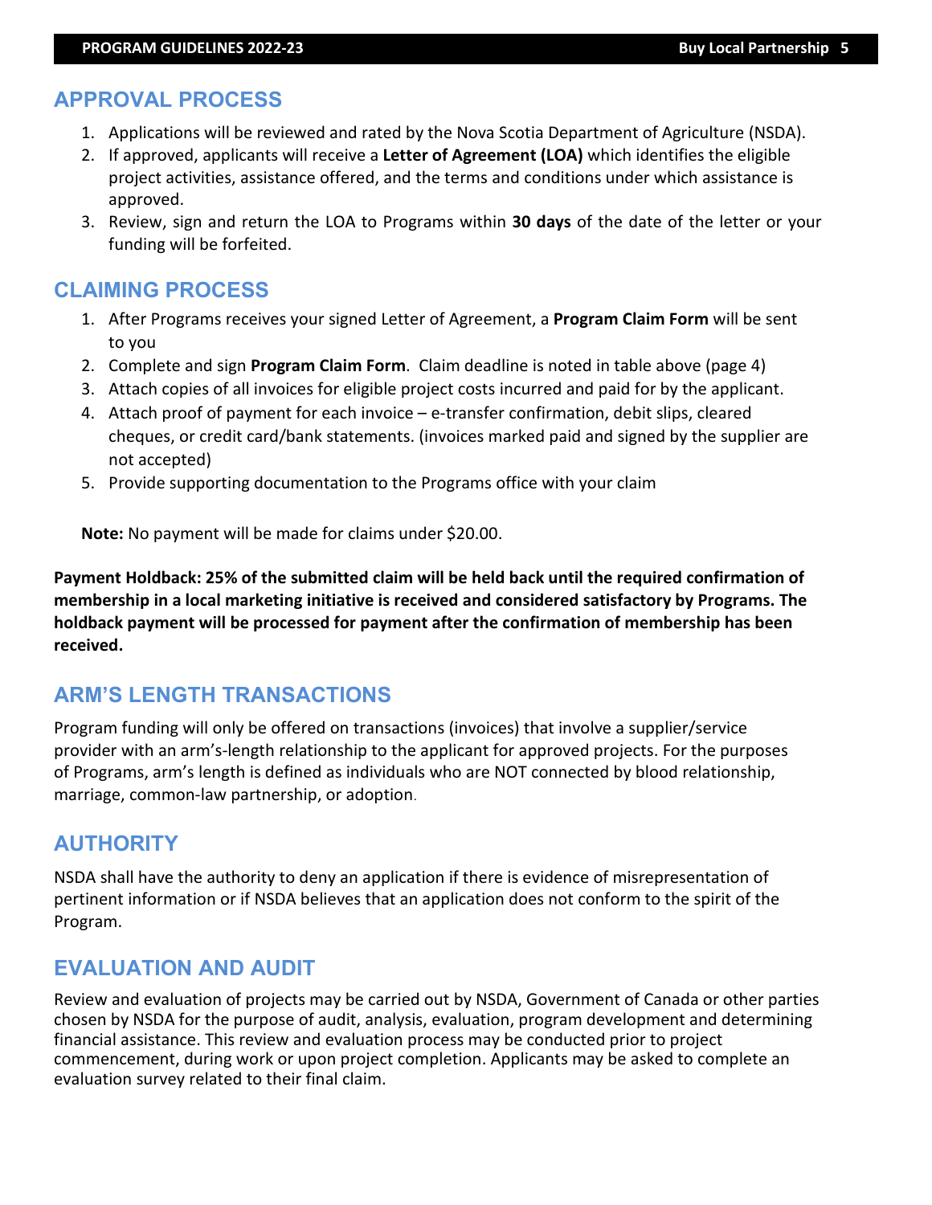## APPROVAL PROCESS

1. Applications will be reviewed and rated by the Nova Scotia Department of Agriculture (NSDA).
2. If approved, applicants will receive a **Letter of Agreement (LOA)** which identifies the eligible project activities, assistance offered, and the terms and conditions under which assistance is approved.
3. Review, sign and return the LOA to Programs within **30 days** of the date of the letter or your funding will be forfeited.

## CLAIMING PROCESS

1. After Programs receives your signed Letter of Agreement, a **Program Claim Form** will be sent to you
2. Complete and sign **Program Claim Form**. Claim deadline is noted in table above (page 4)
3. Attach copies of all invoices for eligible project costs incurred and paid for by the applicant.
4. Attach proof of payment for each invoice – e-transfer confirmation, debit slips, cleared cheques, or credit card/bank statements. (invoices marked paid and signed by the supplier are not accepted)
5. Provide supporting documentation to the Programs office with your claim

**Note:** No payment will be made for claims under $20.00.

**Payment Holdback: 25% of the submitted claim will be held back until the required confirmation of membership in a local marketing initiative is received and considered satisfactory by Programs. The holdback payment will be processed for payment after the confirmation of membership has been received.**

## ARM'S LENGTH TRANSACTIONS

Program funding will only be offered on transactions (invoices) that involve a supplier/service provider with an arm's-length relationship to the applicant for approved projects. For the purposes of Programs, arm's length is defined as individuals who are NOT connected by blood relationship, marriage, common-law partnership, or adoption.

## AUTHORITY

NSDA shall have the authority to deny an application if there is evidence of misrepresentation of pertinent information or if NSDA believes that an application does not conform to the spirit of the Program.

## EVALUATION AND AUDIT

Review and evaluation of projects may be carried out by NSDA, Government of Canada or other parties chosen by NSDA for the purpose of audit, analysis, evaluation, program development and determining financial assistance. This review and evaluation process may be conducted prior to project commencement, during work or upon project completion. Applicants may be asked to complete an evaluation survey related to their final claim.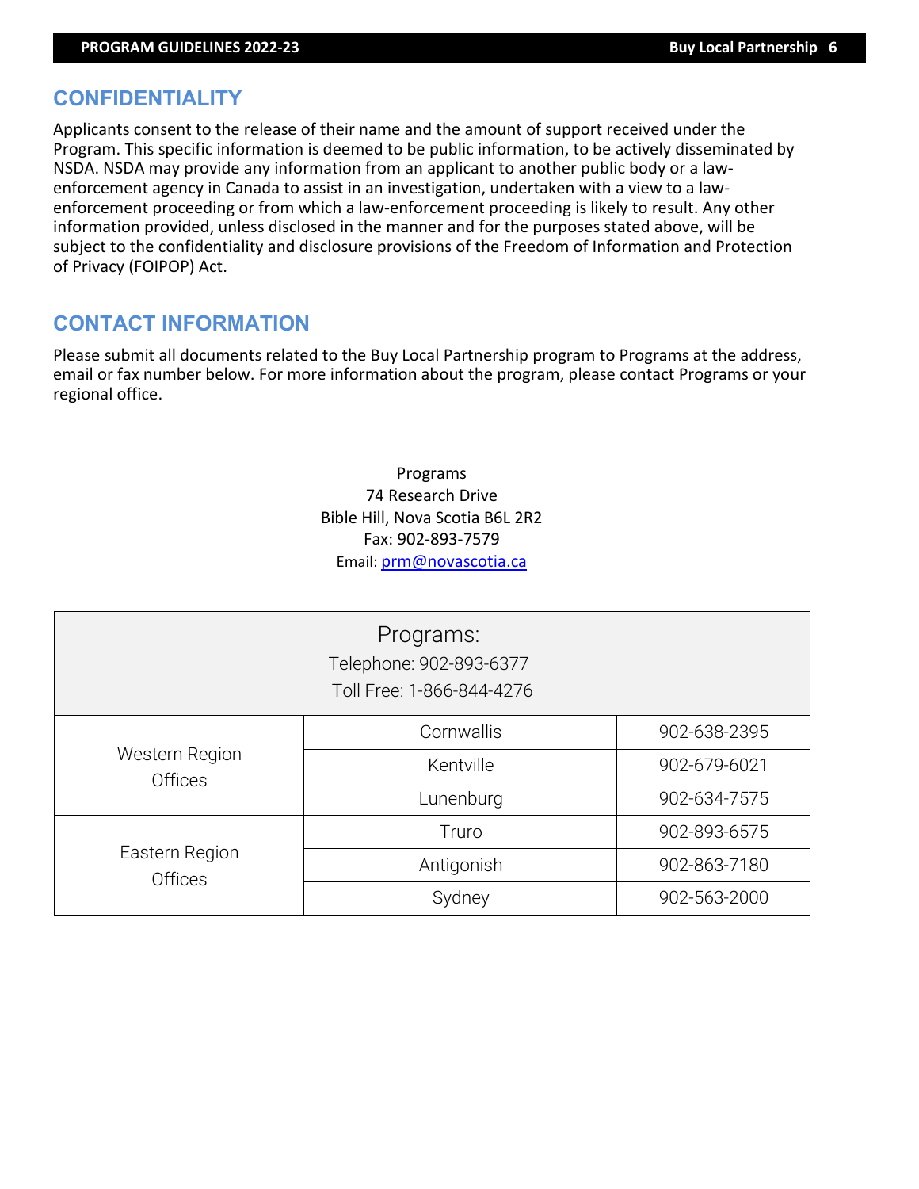## CONFIDENTIALITY

Applicants consent to the release of their name and the amount of support received under the Program. This specific information is deemed to be public information, to be actively disseminated by NSDA. NSDA may provide any information from an applicant to another public body or a law-enforcement agency in Canada to assist in an investigation, undertaken with a view to a law-enforcement proceeding or from which a law-enforcement proceeding is likely to result. Any other information provided, unless disclosed in the manner and for the purposes stated above, will be subject to the confidentiality and disclosure provisions of the Freedom of Information and Protection of Privacy (FOIPOP) Act.

## CONTACT INFORMATION

Please submit all documents related to the Buy Local Partnership program to Programs at the address, email or fax number below. For more information about the program, please contact Programs or your regional office.

Programs
74 Research Drive
Bible Hill, Nova Scotia B6L 2R2
Fax: 902-893-7579
Email: prm@novascotia.ca

| Programs: Telephone: 902-893-6377 Toll Free: 1-866-844-4276 | | |
|---|---|---|
| Western Region Offices | Cornwallis | 902-638-2395 |
| | Kentville | 902-679-6021 |
| | Lunenburg | 902-634-7575 |
| Eastern Region Offices | Truro | 902-893-6575 |
| | Antigonish | 902-863-7180 |
| | Sydney | 902-563-2000 |